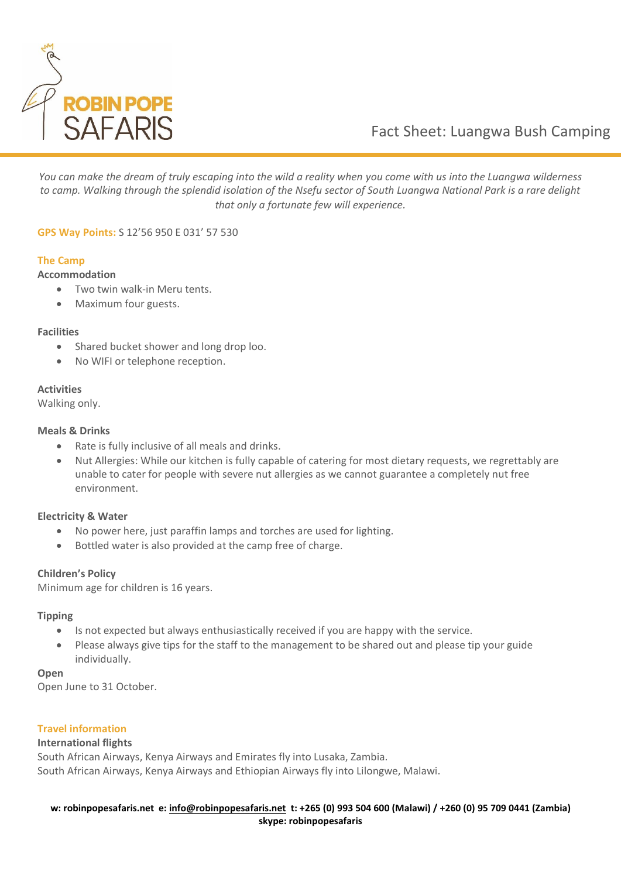ROBIN POPE SAFARIS

# Fact Sheet: Luangwa Bush Camping

*You can make the dream of truly escaping into the wild a reality when you come with us into the Luangwa wilderness to camp. Walking through the splendid isolation of the Nsefu sector of South Luangwa National Park is a rare delight that only a fortunate few will experience.*

**GPS Way Points:** S 12'56 950 E 031' 57 530

## The Camp

### Accommodation

- Two twin walk-in Meru tents.
- Maximum four guests.

### Facilities

- Shared bucket shower and long drop loo.
- No WIFI or telephone reception.

### Activities

Walking only.

### Meals & Drinks

- Rate is fully inclusive of all meals and drinks.
- Nut Allergies: While our kitchen is fully capable of catering for most dietary requests, we regrettably are unable to cater for people with severe nut allergies as we cannot guarantee a completely nut free environment.

### Electricity & Water

- No power here, just paraffin lamps and torches are used for lighting.
- Bottled water is also provided at the camp free of charge.

### Children's Policy

Minimum age for children is 16 years.

### Tipping

- Is not expected but always enthusiastically received if you are happy with the service.
- Please always give tips for the staff to the management to be shared out and please tip your guide individually.

### Open

Open June to 31 October.

## Travel information

### International flights

South African Airways, Kenya Airways and Emirates fly into Lusaka, Zambia.
South African Airways, Kenya Airways and Ethiopian Airways fly into Lilongwe, Malawi.

**w: robinpopesafaris.net e: info@robinpopesafaris.net t: +265 (0) 993 504 600 (Malawi) / +260 (0) 95 709 0441 (Zambia) skype: robinpopesafaris**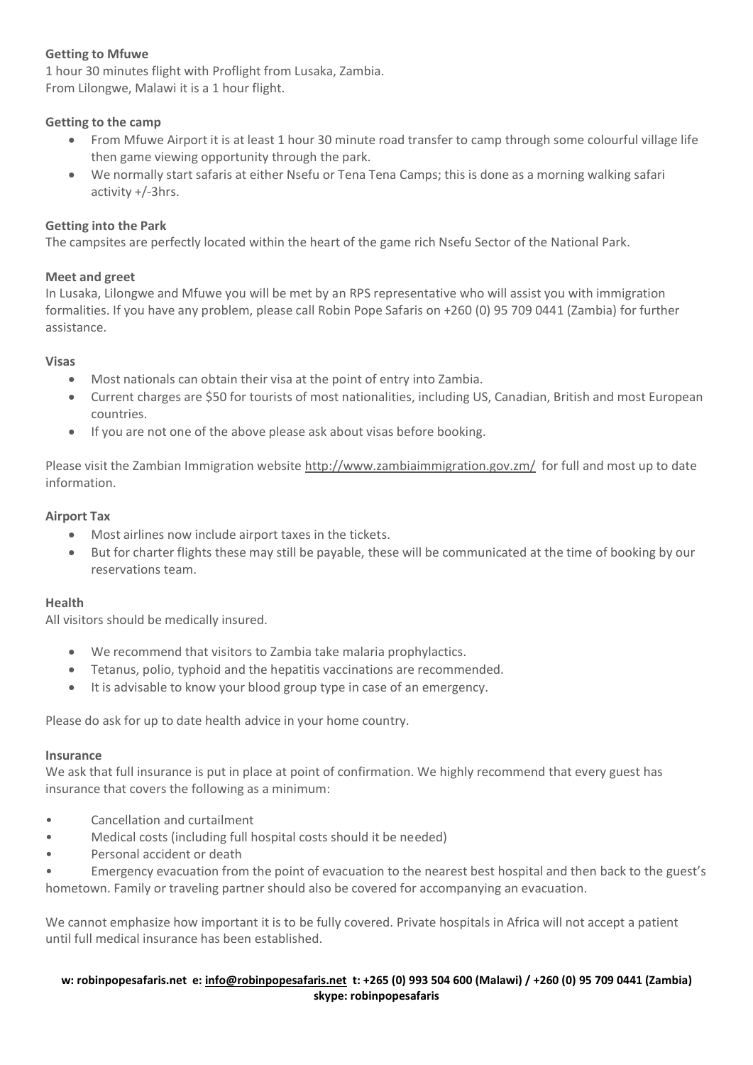**Getting to Mfuwe**

1 hour 30 minutes flight with Proflight from Lusaka, Zambia.
From Lilongwe, Malawi it is a 1 hour flight.

**Getting to the camp**

- From Mfuwe Airport it is at least 1 hour 30 minute road transfer to camp through some colourful village life then game viewing opportunity through the park.
- We normally start safaris at either Nsefu or Tena Tena Camps; this is done as a morning walking safari activity +/-3hrs.

**Getting into the Park**

The campsites are perfectly located within the heart of the game rich Nsefu Sector of the National Park.

**Meet and greet**

In Lusaka, Lilongwe and Mfuwe you will be met by an RPS representative who will assist you with immigration formalities. If you have any problem, please call Robin Pope Safaris on +260 (0) 95 709 0441 (Zambia) for further assistance.

**Visas**

- Most nationals can obtain their visa at the point of entry into Zambia.
- Current charges are $50 for tourists of most nationalities, including US, Canadian, British and most European countries.
- If you are not one of the above please ask about visas before booking.

Please visit the Zambian Immigration website http://www.zambiaimmigration.gov.zm/ for full and most up to date information.

**Airport Tax**

- Most airlines now include airport taxes in the tickets.
- But for charter flights these may still be payable, these will be communicated at the time of booking by our reservations team.

**Health**

All visitors should be medically insured.

- We recommend that visitors to Zambia take malaria prophylactics.
- Tetanus, polio, typhoid and the hepatitis vaccinations are recommended.
- It is advisable to know your blood group type in case of an emergency.

Please do ask for up to date health advice in your home country.

**Insurance**

We ask that full insurance is put in place at point of confirmation. We highly recommend that every guest has insurance that covers the following as a minimum:

- Cancellation and curtailment
- Medical costs (including full hospital costs should it be needed)
- Personal accident or death
- Emergency evacuation from the point of evacuation to the nearest best hospital and then back to the guest's hometown. Family or traveling partner should also be covered for accompanying an evacuation.

We cannot emphasize how important it is to be fully covered. Private hospitals in Africa will not accept a patient until full medical insurance has been established.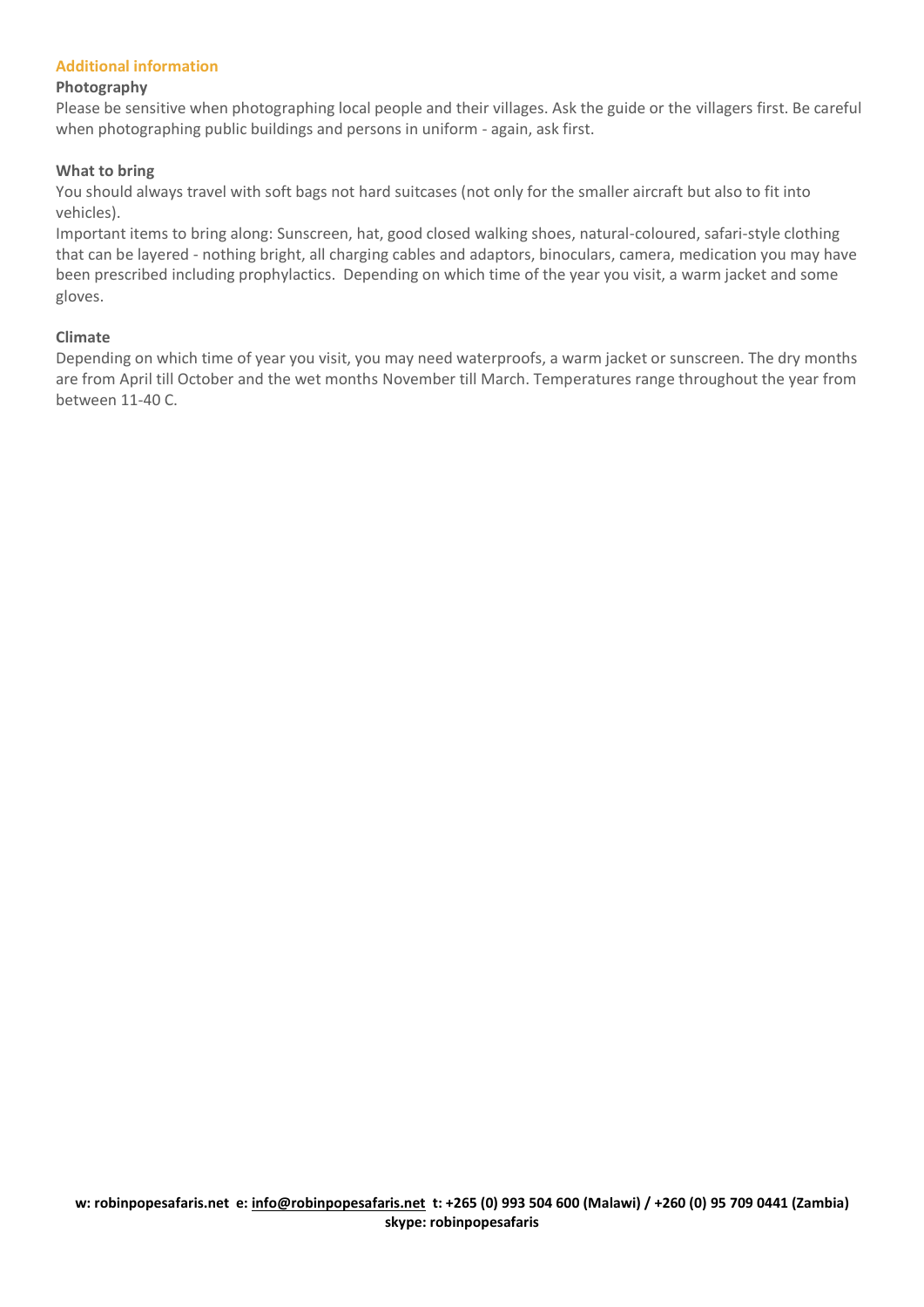## Additional information

### Photography

Please be sensitive when photographing local people and their villages. Ask the guide or the villagers first. Be careful when photographing public buildings and persons in uniform - again, ask first.

### What to bring

You should always travel with soft bags not hard suitcases (not only for the smaller aircraft but also to fit into vehicles).

Important items to bring along: Sunscreen, hat, good closed walking shoes, natural-coloured, safari-style clothing that can be layered - nothing bright, all charging cables and adaptors, binoculars, camera, medication you may have been prescribed including prophylactics. Depending on which time of the year you visit, a warm jacket and some gloves.

### Climate

Depending on which time of year you visit, you may need waterproofs, a warm jacket or sunscreen. The dry months are from April till October and the wet months November till March. Temperatures range throughout the year from between 11-40 C.

**w: robinpopesafaris.net e: info@robinpopesafaris.net t: +265 (0) 993 504 600 (Malawi) / +260 (0) 95 709 0441 (Zambia) skype: robinpopesafaris**